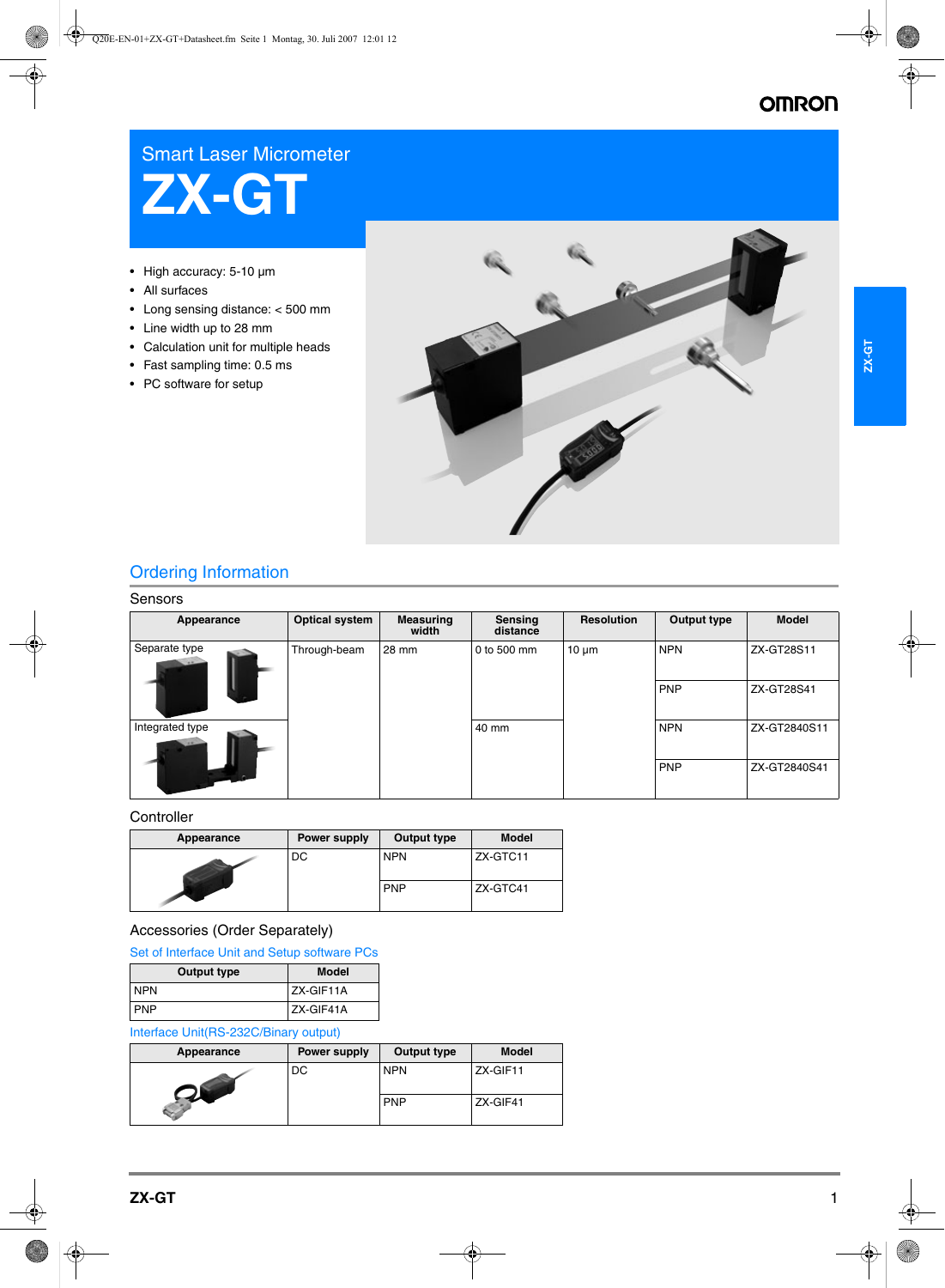# Smart Laser Micrometer
# ZX-GT

- High accuracy: 5-10 µm
- All surfaces
- Long sensing distance: < 500 mm
- Line width up to 28 mm
- Calculation unit for multiple heads
- Fast sampling time: 0.5 ms
- PC software for setup

## Ordering Information

### Sensors

| Appearance | Optical system | Measuring width | Sensing distance | Resolution | Output type | Model |
|---|---|---|---|---|---|---|
| Separate type | Through-beam | 28 mm | 0 to 500 mm | 10 µm | NPN | ZX-GT28S11 |
| | | | | | PNP | ZX-GT28S41 |
| Integrated type | | | 40 mm | | NPN | ZX-GT2840S11 |
| | | | | | PNP | ZX-GT2840S41 |

### Controller

| Appearance | Power supply | Output type | Model |
|---|---|---|---|
| | DC | NPN | ZX-GTC11 |
| | | PNP | ZX-GTC41 |

### Accessories (Order Separately)

Set of Interface Unit and Setup software PCs

| Output type | Model |
|---|---|
| NPN | ZX-GIF11A |
| PNP | ZX-GIF41A |

Interface Unit(RS-232C/Binary output)

| Appearance | Power supply | Output type | Model |
|---|---|---|---|
| | DC | NPN | ZX-GIF11 |
| | | PNP | ZX-GIF41 |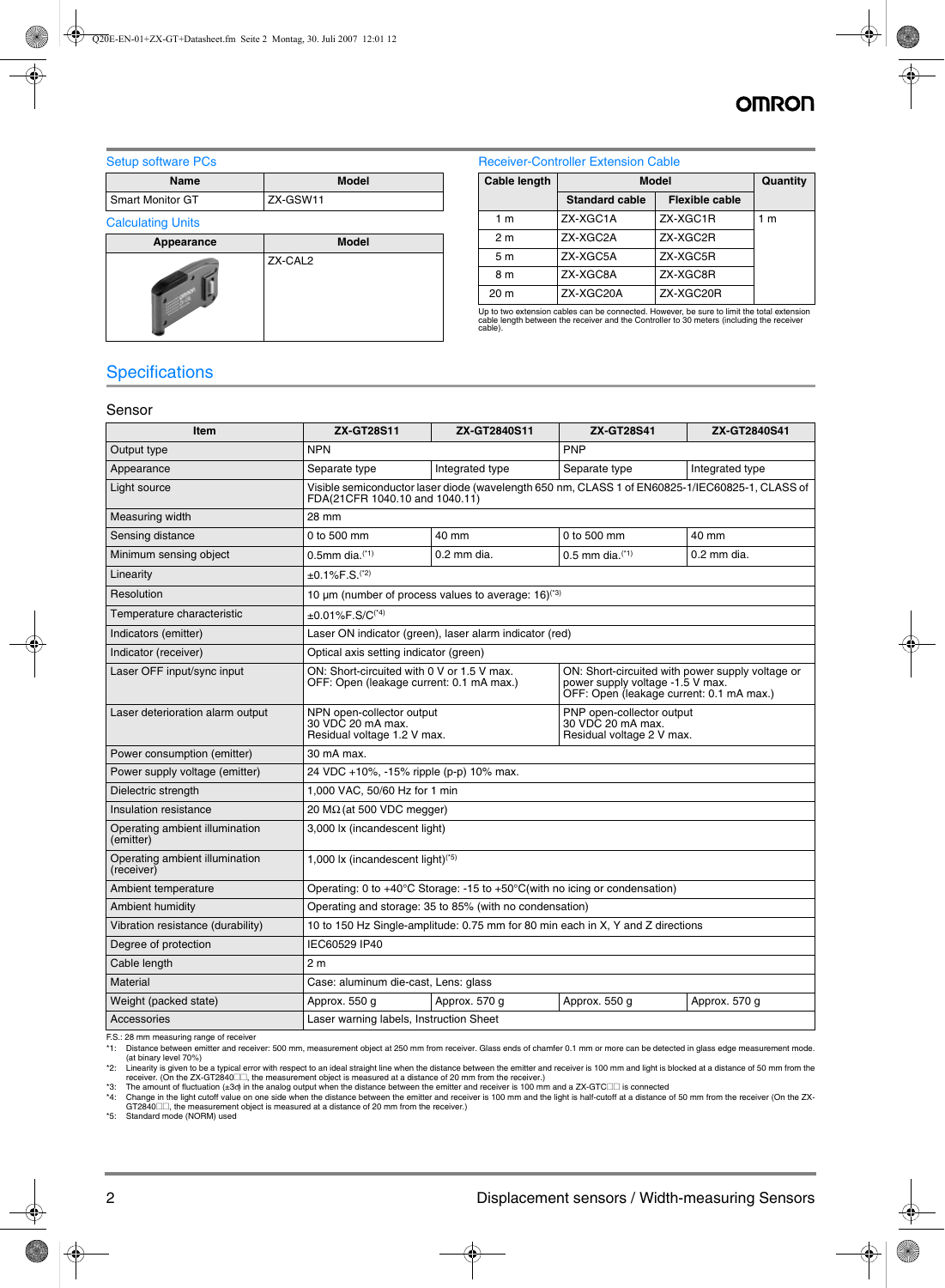## Setup software PCs

| Name | Model |
|---|---|
| Smart Monitor GT | ZX-GSW11 |

## Calculating Units

| Appearance | Model |
|---|---|
| | ZX-CAL2 |

## Receiver-Controller Extension Cable

| Cable length | Model | | Quantity |
|---|---|---|---|
| | Standard cable | Flexible cable | |
| 1 m | ZX-XGC1A | ZX-XGC1R | 1 m |
| 2 m | ZX-XGC2A | ZX-XGC2R | |
| 5 m | ZX-XGC5A | ZX-XGC5R | |
| 8 m | ZX-XGC8A | ZX-XGC8R | |
| 20 m | ZX-XGC20A | ZX-XGC20R | |

Up to two extension cables can be connected. However, be sure to limit the total extension cable length between the receiver and the Controller to 30 meters (including the receiver cable).

# Specifications

## Sensor

| Item | ZX-GT28S11 | ZX-GT2840S11 | ZX-GT28S41 | ZX-GT2840S41 |
|---|---|---|---|---|
| Output type | NPN | | PNP | |
| Appearance | Separate type | Integrated type | Separate type | Integrated type |
| Light source | Visible semiconductor laser diode (wavelength 650 nm, CLASS 1 of EN60825-1/IEC60825-1, CLASS of FDA(21CFR 1040.10 and 1040.11) | | | |
| Measuring width | 28 mm | | | |
| Sensing distance | 0 to 500 mm | 40 mm | 0 to 500 mm | 40 mm |
| Minimum sensing object | 0.5mm dia.(*1) | 0.2 mm dia. | 0.5 mm dia.(*1) | 0.2 mm dia. |
| Linearity | ±0.1%F.S.(*2) | | | |
| Resolution | 10 μm (number of process values to average: 16)(*3) | | | |
| Temperature characteristic | ±0.01%F.S/C(*4) | | | |
| Indicators (emitter) | Laser ON indicator (green), laser alarm indicator (red) | | | |
| Indicator (receiver) | Optical axis setting indicator (green) | | | |
| Laser OFF input/sync input | ON: Short-circuited with 0 V or 1.5 V max.<br>OFF: Open (leakage current: 0.1 mA max.) | | ON: Short-circuited with power supply voltage or power supply voltage -1.5 V max.<br>OFF: Open (leakage current: 0.1 mA max.) | |
| Laser deterioration alarm output | NPN open-collector output<br>30 VDC 20 mA max.<br>Residual voltage 1.2 V max. | | PNP open-collector output<br>30 VDC 20 mA max.<br>Residual voltage 2 V max. | |
| Power consumption (emitter) | 30 mA max. | | | |
| Power supply voltage (emitter) | 24 VDC +10%, -15% ripple (p-p) 10% max. | | | |
| Dielectric strength | 1,000 VAC, 50/60 Hz for 1 min | | | |
| Insulation resistance | 20 MΩ (at 500 VDC megger) | | | |
| Operating ambient illumination (emitter) | 3,000 lx (incandescent light) | | | |
| Operating ambient illumination (receiver) | 1,000 lx (incandescent light)(*5) | | | |
| Ambient temperature | Operating: 0 to +40°C Storage: -15 to +50°C(with no icing or condensation) | | | |
| Ambient humidity | Operating and storage: 35 to 85% (with no condensation) | | | |
| Vibration resistance (durability) | 10 to 150 Hz Single-amplitude: 0.75 mm for 80 min each in X, Y and Z directions | | | |
| Degree of protection | IEC60529 IP40 | | | |
| Cable length | 2 m | | | |
| Material | Case: aluminum die-cast, Lens: glass | | | |
| Weight (packed state) | Approx. 550 g | Approx. 570 g | Approx. 550 g | Approx. 570 g |
| Accessories | Laser warning labels, Instruction Sheet | | | |

F.S.: 28 mm measuring range of receiver

*1: Distance between emitter and receiver: 500 mm, measurement object at 250 mm from receiver. Glass ends of chamfer 0.1 mm or more can be detected in glass edge measurement mode. (at binary level 70%)

*2: Linearity is given to be a typical error with respect to an ideal straight line when the distance between the emitter and receiver is 100 mm and light is blocked at a distance of 50 mm from the receiver. (On the ZX-GT2840□□, the measurement object is measured at a distance of 20 mm from the receiver.)

*3: The amount of fluctuation (±3σ) in the analog output when the distance between the emitter and receiver is 100 mm and a ZX-GTC□□ is connected

*4: Change in the light cutoff value on one side when the distance between the emitter and receiver is 100 mm and the light is half-cutoff at a distance of 50 mm from the receiver (On the ZX-GT2840□□, the measurement object is measured at a distance of 20 mm from the receiver.)

*5: Standard mode (NORM) used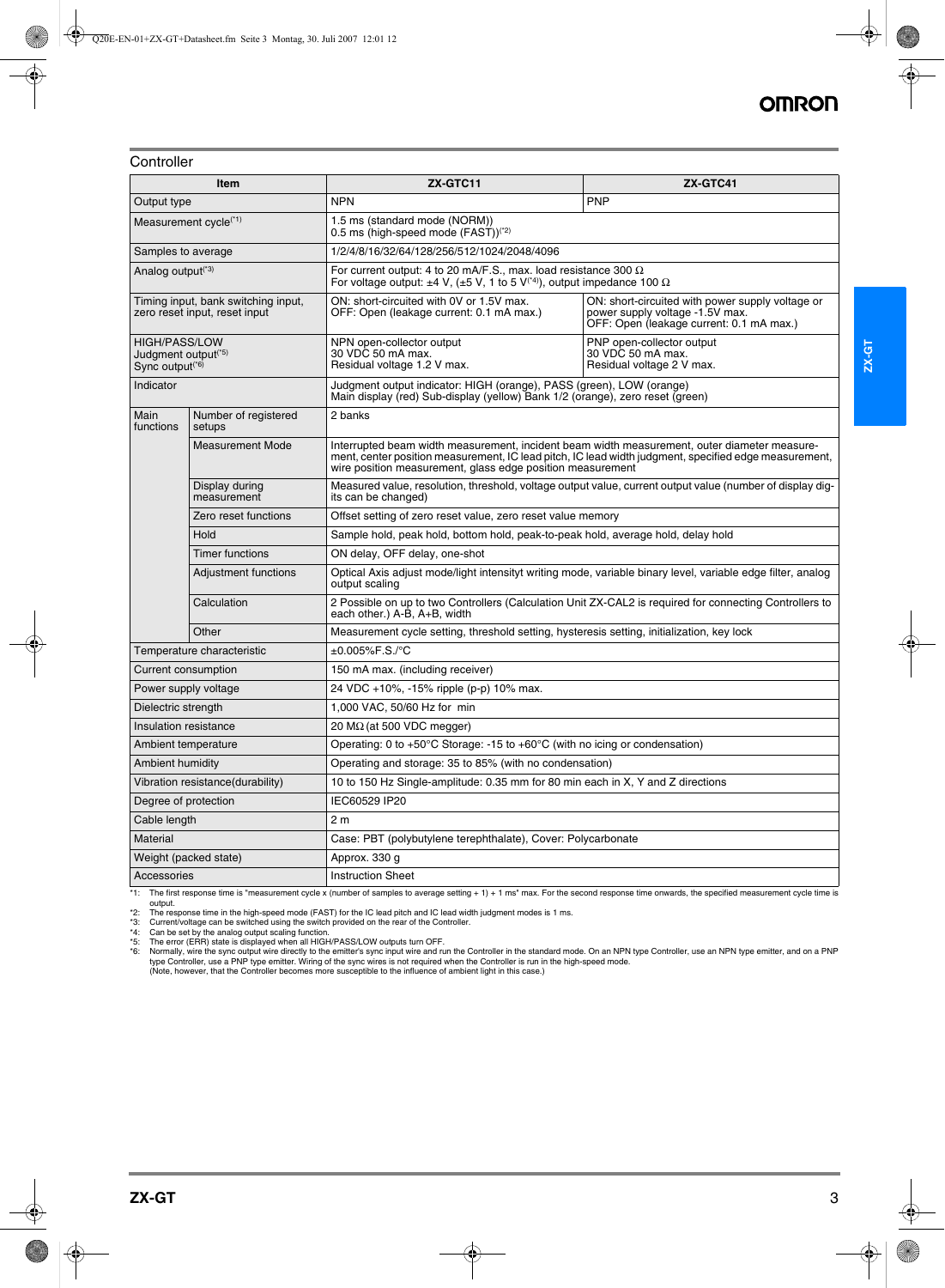## Controller

| Item | | ZX-GTC11 | ZX-GTC41 |
|---|---|---|---|
| Output type | | NPN | PNP |
| Measurement cycle(*1) | | 1.5 ms (standard mode (NORM))<br>0.5 ms (high-speed mode (FAST))(*2) | |
| Samples to average | | 1/2/4/8/16/32/64/128/256/512/1024/2048/4096 | |
| Analog output(*3) | | For current output: 4 to 20 mA/F.S., max. load resistance 300 Ω<br>For voltage output: ±4 V, (±5 V, 1 to 5 V(*4)), output impedance 100 Ω | |
| Timing input, bank switching input, zero reset input, reset input | | ON: short-circuited with 0V or 1.5V max.<br>OFF: Open (leakage current: 0.1 mA max.) | ON: short-circuited with power supply voltage or power supply voltage -1.5V max.<br>OFF: Open (leakage current: 0.1 mA max.) |
| HIGH/PASS/LOW<br>Judgment output(*5)<br>Sync output(*6) | | NPN open-collector output<br>30 VDC 50 mA max.<br>Residual voltage 1.2 V max. | PNP open-collector output<br>30 VDC 50 mA max.<br>Residual voltage 2 V max. |
| Indicator | | Judgment output indicator: HIGH (orange), PASS (green), LOW (orange)<br>Main display (red) Sub-display (yellow) Bank 1/2 (orange), zero reset (green) | |
| Main functions | Number of registered setups | 2 banks | |
| | Measurement Mode | Interrupted beam width measurement, incident beam width measurement, outer diameter measurement, center position measurement, IC lead pitch, IC lead width judgment, specified edge measurement, wire position measurement, glass edge position measurement | |
| | Display during measurement | Measured value, resolution, threshold, voltage output value, current output value (number of display digits can be changed) | |
| | Zero reset functions | Offset setting of zero reset value, zero reset value memory | |
| | Hold | Sample hold, peak hold, bottom hold, peak-to-peak hold, average hold, delay hold | |
| | Timer functions | ON delay, OFF delay, one-shot | |
| | Adjustment functions | Optical Axis adjust mode/light intensityt writing mode, variable binary level, variable edge filter, analog output scaling | |
| | Calculation | 2 Possible on up to two Controllers (Calculation Unit ZX-CAL2 is required for connecting Controllers to each other.) A-B, A+B, width | |
| | Other | Measurement cycle setting, threshold setting, hysteresis setting, initialization, key lock | |
| Temperature characteristic | | ±0.005%F.S./°C | |
| Current consumption | | 150 mA max. (including receiver) | |
| Power supply voltage | | 24 VDC +10%, -15% ripple (p-p) 10% max. | |
| Dielectric strength | | 1,000 VAC, 50/60 Hz for  min | |
| Insulation resistance | | 20 MΩ (at 500 VDC megger) | |
| Ambient temperature | | Operating: 0 to +50°C Storage: -15 to +60°C (with no icing or condensation) | |
| Ambient humidity | | Operating and storage: 35 to 85% (with no condensation) | |
| Vibration resistance(durability) | | 10 to 150 Hz Single-amplitude: 0.35 mm for 80 min each in X, Y and Z directions | |
| Degree of protection | | IEC60529 IP20 | |
| Cable length | | 2 m | |
| Material | | Case: PBT (polybutylene terephthalate), Cover: Polycarbonate | |
| Weight (packed state) | | Approx. 330 g | |
| Accessories | | Instruction Sheet | |

*1: The first response time is "measurement cycle x (number of samples to average setting + 1) + 1 ms" max. For the second response time onwards, the specified measurement cycle time is output.
*2: The response time in the high-speed mode (FAST) for the IC lead pitch and IC lead width judgment modes is 1 ms.
*3: Current/voltage can be switched using the switch provided on the rear of the Controller.
*4: Can be set by the analog output scaling function.
*5: The error (ERR) state is displayed when all HIGH/PASS/LOW outputs turn OFF.
*6: Normally, wire the sync output wire directly to the emitter's sync input wire and run the Controller in the standard mode. On an NPN type Controller, use an NPN type emitter, and on a PNP type Controller, use a PNP type emitter. Wiring of the sync wires is not required when the Controller is run in the high-speed mode.
(Note, however, that the Controller becomes more susceptible to the influence of ambient light in this case.)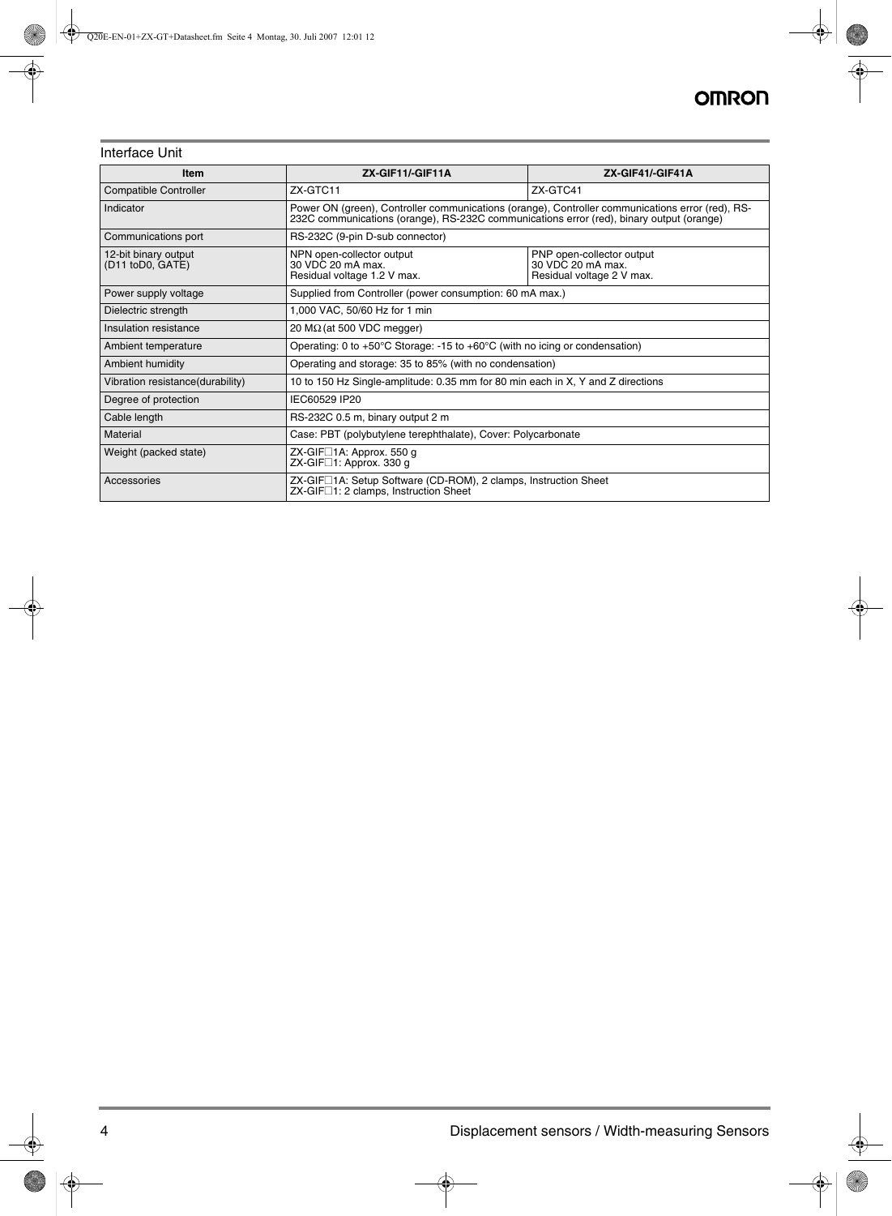## Interface Unit

| Item | ZX-GIF11/-GIF11A | ZX-GIF41/-GIF41A |
|---|---|---|
| Compatible Controller | ZX-GTC11 | ZX-GTC41 |
| Indicator | Power ON (green), Controller communications (orange), Controller communications error (red), RS-232C communications (orange), RS-232C communications error (red), binary output (orange) | |
| Communications port | RS-232C (9-pin D-sub connector) | |
| 12-bit binary output (D11 toD0, GATE) | NPN open-collector output<br>30 VDC 20 mA max.<br>Residual voltage 1.2 V max. | PNP open-collector output<br>30 VDC 20 mA max.<br>Residual voltage 2 V max. |
| Power supply voltage | Supplied from Controller (power consumption: 60 mA max.) | |
| Dielectric strength | 1,000 VAC, 50/60 Hz for 1 min | |
| Insulation resistance | 20 MΩ (at 500 VDC megger) | |
| Ambient temperature | Operating: 0 to +50°C Storage: -15 to +60°C (with no icing or condensation) | |
| Ambient humidity | Operating and storage: 35 to 85% (with no condensation) | |
| Vibration resistance(durability) | 10 to 150 Hz Single-amplitude: 0.35 mm for 80 min each in X, Y and Z directions | |
| Degree of protection | IEC60529 IP20 | |
| Cable length | RS-232C 0.5 m, binary output 2 m | |
| Material | Case: PBT (polybutylene terephthalate), Cover: Polycarbonate | |
| Weight (packed state) | ZX-GIF□1A: Approx. 550 g<br>ZX-GIF□1: Approx. 330 g | |
| Accessories | ZX-GIF□1A: Setup Software (CD-ROM), 2 clamps, Instruction Sheet<br>ZX-GIF□1: 2 clamps, Instruction Sheet | |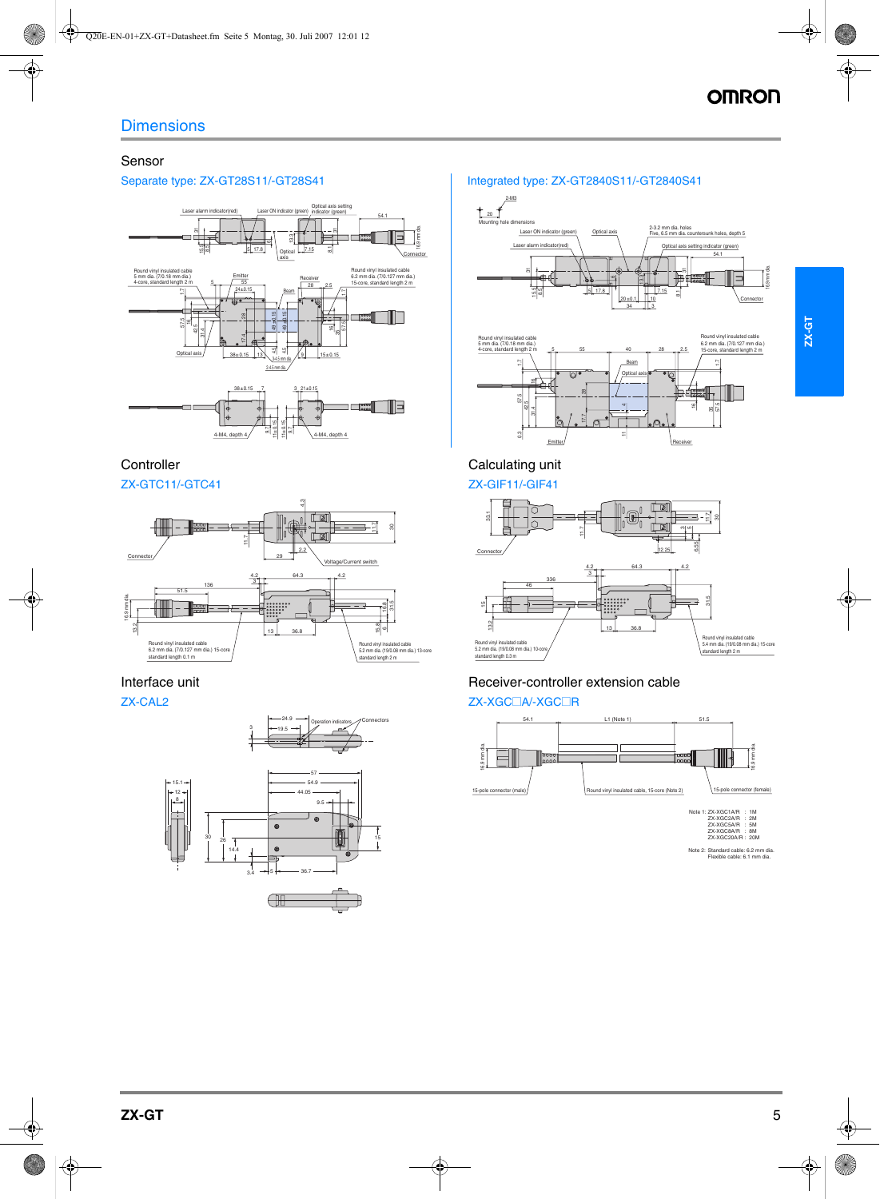# Dimensions

## Sensor

### Separate type: ZX-GT28S11/-GT28S41

Laser alarm indicator(red) — Laser ON indicator (green) — Optical axis setting indicator (green) — Optical axis — Connector

Round vinyl insulated cable 5 mm dia. (7/0.18 mm dia.) 4-core, standard length 2 m

Round vinyl insulated cable 6.2 mm dia. (7/0.127 mm dia.) 15-core, standard length 2 m

Emitter — Receiver — Beam — Optical axis

4-M4, depth 4

### Integrated type: ZX-GT2840S11/-GT2840S41

Mounting hole dimensions

2-M3

2-3.2 mm dia. holes

Five, 6.5 mm dia. countersunk holes, depth 5

Laser ON indicator (green) — Optical axis — Laser alarm indicator(red) — Optical axis setting indicator (green) — Connector

Round vinyl insulated cable 5 mm dia. (7/0.18 mm dia.) 4-core, standard length 2 m

Round vinyl insulated cable 6.2 mm dia. (7/0.127 mm dia.) 15-core, standard length 2 m

Beam — Optical axis — Emitter — Receiver

## Controller

### ZX-GTC11/-GTC41

Connector — Voltage/Current switch

Round vinyl insulated cable 6.2 mm dia. (7/0.127 mm dia.) 15-core standard length 0.1 m

Round vinyl insulated cable 5.2 mm dia. (19/0.08 mm dia.) 13-core standard length 2 m

## Calculating unit

### ZX-GIF11/-GIF41

Connector

Round vinyl insulated cable 5.2 mm dia. (19/0.08 mm dia.) 10-core standard length 0.3 m

Round vinyl insulated cable 5.4 mm dia. (19/0.08 mm dia.) 15-core standard length 2 m

## Interface unit

### ZX-CAL2

Operation indicators — Connectors

## Receiver-controller extension cable

### ZX-XGC□A/-XGC□R

15-pole connector (male) — Round vinyl insulated cable, 15-core (Note 2) — 15-pole connector (female)

L1 (Note 1)

Note 1: ZX-XGC1A/R : 1M
ZX-XGC2A/R : 2M
ZX-XGC5A/R : 5M
ZX-XGC8A/R : 8M
ZX-XGC20A/R : 20M

Note 2: Standard cable: 6.2 mm dia.
Flexible cable: 6.1 mm dia.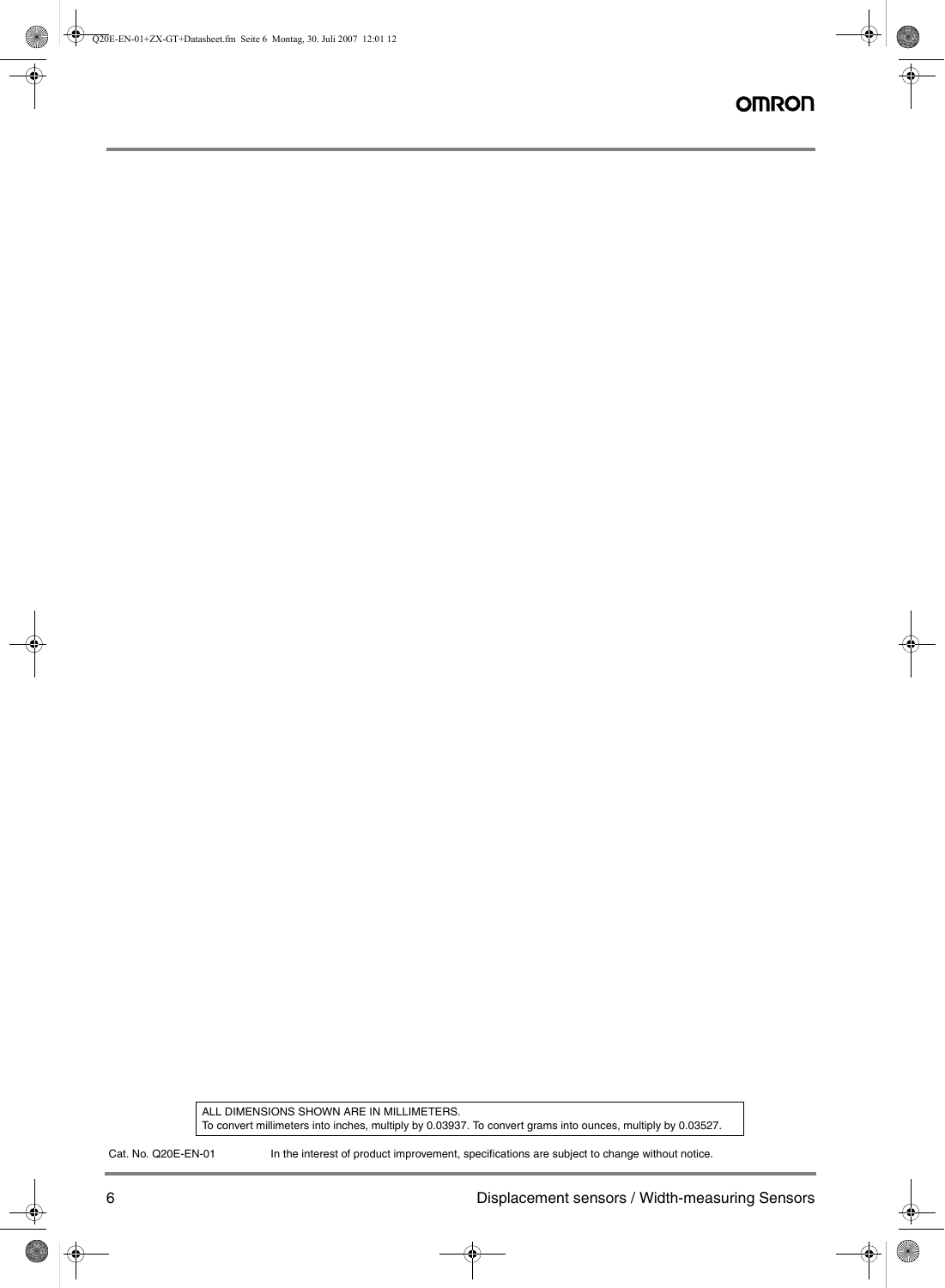ALL DIMENSIONS SHOWN ARE IN MILLIMETERS.
To convert millimeters into inches, multiply by 0.03937. To convert grams into ounces, multiply by 0.03527.

Cat. No. Q20E-EN-01 In the interest of product improvement, specifications are subject to change without notice.